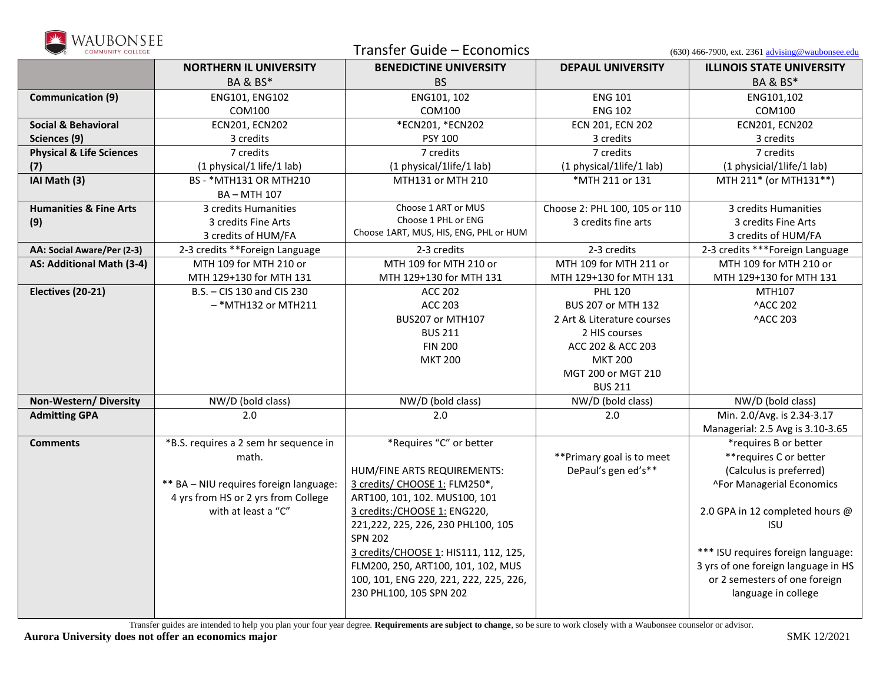# Transfer Guide – Economics

WAUBONSEE COMMUNITY COLLEGE

(630) 466-7900, ext. 2361 advising@waubonsee.edu

| | NORTHERN IL UNIVERSITY BA & BS* | BENEDICTINE UNIVERSITY BS | DEPAUL UNIVERSITY | ILLINOIS STATE UNIVERSITY BA & BS* |
|---|---|---|---|---|
| **Communication (9)** | ENG101, ENG102<br>COM100 | ENG101, 102<br>COM100 | ENG 101<br>ENG 102 | ENG101,102<br>COM100 |
| **Social & Behavioral Sciences (9)** | ECN201, ECN202<br>3 credits | *ECN201, *ECN202<br>PSY 100 | ECN 201, ECN 202<br>3 credits | ECN201, ECN202<br>3 credits |
| **Physical & Life Sciences (7)** | 7 credits<br>(1 physical/1 life/1 lab) | 7 credits<br>(1 physical/1life/1 lab) | 7 credits<br>(1 physical/1life/1 lab) | 7 credits<br>(1 physicial/1life/1 lab) |
| **IAI Math (3)** | BS - *MTH131 OR MTH210<br>BA – MTH 107 | MTH131 or MTH 210 | *MTH 211 or 131 | MTH 211* (or MTH131**) |
| **Humanities & Fine Arts (9)** | 3 credits Humanities<br>3 credits Fine Arts<br>3 credits of HUM/FA | Choose 1 ART or MUS<br>Choose 1 PHL or ENG<br>Choose 1ART, MUS, HIS, ENG, PHL or HUM | Choose 2: PHL 100, 105 or 110<br>3 credits fine arts | 3 credits Humanities<br>3 credits Fine Arts<br>3 credits of HUM/FA |
| **AA: Social Aware/Per (2-3)** | 2-3 credits **Foreign Language | 2-3 credits | 2-3 credits | 2-3 credits ***Foreign Language |
| **AS: Additional Math (3-4)** | MTH 109 for MTH 210 or<br>MTH 129+130 for MTH 131 | MTH 109 for MTH 210 or<br>MTH 129+130 for MTH 131 | MTH 109 for MTH 211 or<br>MTH 129+130 for MTH 131 | MTH 109 for MTH 210 or<br>MTH 129+130 for MTH 131 |
| **Electives (20-21)** | B.S. – CIS 130 and CIS 230<br>– *MTH132 or MTH211 | ACC 202<br>ACC 203<br>BUS207 or MTH107<br>BUS 211<br>FIN 200<br>MKT 200 | PHL 120<br>BUS 207 or MTH 132<br>2 Art & Literature courses<br>2 HIS courses<br>ACC 202 & ACC 203<br>MKT 200<br>MGT 200 or MGT 210<br>BUS 211 | MTH107<br>^ACC 202<br>^ACC 203 |
| **Non-Western/ Diversity** | NW/D (bold class) | NW/D (bold class) | NW/D (bold class) | NW/D (bold class) |
| **Admitting GPA** | 2.0 | 2.0 | 2.0 | Min. 2.0/Avg. is 2.34-3.17<br>Managerial: 2.5 Avg is 3.10-3.65 |
| **Comments** | *B.S. requires a 2 sem hr sequence in math.<br><br>** BA – NIU requires foreign language: 4 yrs from HS or 2 yrs from College with at least a "C" | *Requires "C" or better<br><br>HUM/FINE ARTS REQUIREMENTS:<br>3 credits/ CHOOSE 1: FLM250*, ART100, 101, 102. MUS100, 101<br>3 credits:/CHOOSE 1: ENG220, 221,222, 225, 226, 230 PHL100, 105 SPN 202<br>3 credits/CHOOSE 1: HIS111, 112, 125, FLM200, 250, ART100, 101, 102, MUS 100, 101, ENG 220, 221, 222, 225, 226, 230 PHL100, 105 SPN 202 | **Primary goal is to meet DePaul's gen ed's** | *requires B or better<br>**requires C or better<br>(Calculus is preferred)<br>^For Managerial Economics<br><br>2.0 GPA in 12 completed hours @ ISU<br><br>*** ISU requires foreign language: 3 yrs of one foreign language in HS or 2 semesters of one foreign language in college |

Transfer guides are intended to help you plan your four year degree. **Requirements are subject to change**, so be sure to work closely with a Waubonsee counselor or advisor.

**Aurora University does not offer an economics major**

SMK 12/2021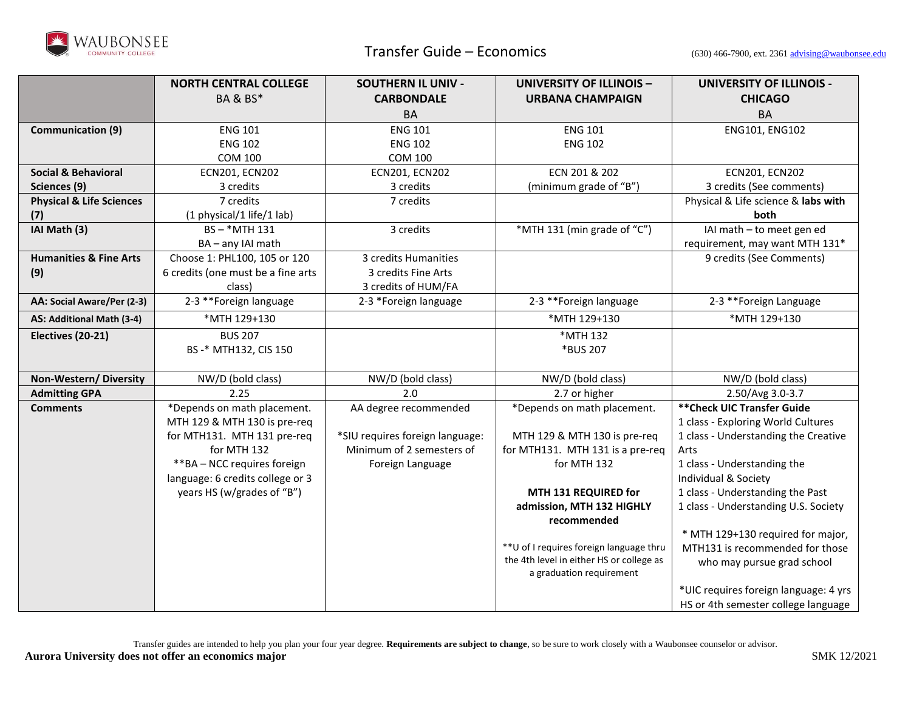# Transfer Guide – Economics

(630) 466-7900, ext. 2361 advising@waubonsee.edu

| | **NORTH CENTRAL COLLEGE** BA & BS* | **SOUTHERN IL UNIV - CARBONDALE** BA | **UNIVERSITY OF ILLINOIS – URBANA CHAMPAIGN** | **UNIVERSITY OF ILLINOIS - CHICAGO** BA |
|---|---|---|---|---|
| **Communication (9)** | ENG 101<br>ENG 102<br>COM 100 | ENG 101<br>ENG 102<br>COM 100 | ENG 101<br>ENG 102 | ENG101, ENG102 |
| **Social & Behavioral Sciences (9)** | ECN201, ECN202<br>3 credits | ECN201, ECN202<br>3 credits | ECN 201 & 202<br>(minimum grade of "B") | ECN201, ECN202<br>3 credits (See comments) |
| **Physical & Life Sciences (7)** | 7 credits<br>(1 physical/1 life/1 lab) | 7 credits | | Physical & Life science & **labs with both** |
| **IAI Math (3)** | BS – *MTH 131<br>BA – any IAI math | 3 credits | *MTH 131 (min grade of "C") | IAI math – to meet gen ed requirement, may want MTH 131* |
| **Humanities & Fine Arts (9)** | Choose 1: PHL100, 105 or 120<br>6 credits (one must be a fine arts class) | 3 credits Humanities<br>3 credits Fine Arts<br>3 credits of HUM/FA | | 9 credits (See Comments) |
| **AA: Social Aware/Per (2-3)** | 2-3 **Foreign language | 2-3 *Foreign language | 2-3 **Foreign language | 2-3 **Foreign Language |
| **AS: Additional Math (3-4)** | *MTH 129+130 | | *MTH 129+130 | *MTH 129+130 |
| **Electives (20-21)** | BUS 207<br>BS -* MTH132, CIS 150 | | *MTH 132<br>*BUS 207 | |
| **Non-Western/ Diversity** | NW/D (bold class) | NW/D (bold class) | NW/D (bold class) | NW/D (bold class) |
| **Admitting GPA** | 2.25 | 2.0 | 2.7 or higher | 2.50/Avg 3.0-3.7 |
| **Comments** | *Depends on math placement. MTH 129 & MTH 130 is pre-req for MTH131. MTH 131 pre-req for MTH 132<br>**BA – NCC requires foreign language: 6 credits college or 3 years HS (w/grades of "B") | AA degree recommended<br><br>*SIU requires foreign language: Minimum of 2 semesters of Foreign Language | *Depends on math placement.<br><br>MTH 129 & MTH 130 is pre-req for MTH131. MTH 131 is a pre-req for MTH 132<br><br>**MTH 131 REQUIRED for admission, MTH 132 HIGHLY recommended**<br><br>**U of I requires foreign language thru the 4th level in either HS or college as a graduation requirement | **\*\*Check UIC Transfer Guide**<br>1 class - Exploring World Cultures<br>1 class - Understanding the Creative Arts<br>1 class - Understanding the Individual & Society<br>1 class - Understanding the Past<br>1 class - Understanding U.S. Society<br><br>* MTH 129+130 required for major, MTH131 is recommended for those who may pursue grad school<br><br>*UIC requires foreign language: 4 yrs HS or 4th semester college language |

Transfer guides are intended to help you plan your four year degree. **Requirements are subject to change**, so be sure to work closely with a Waubonsee counselor or advisor.

**Aurora University does not offer an economics major**

SMK 12/2021